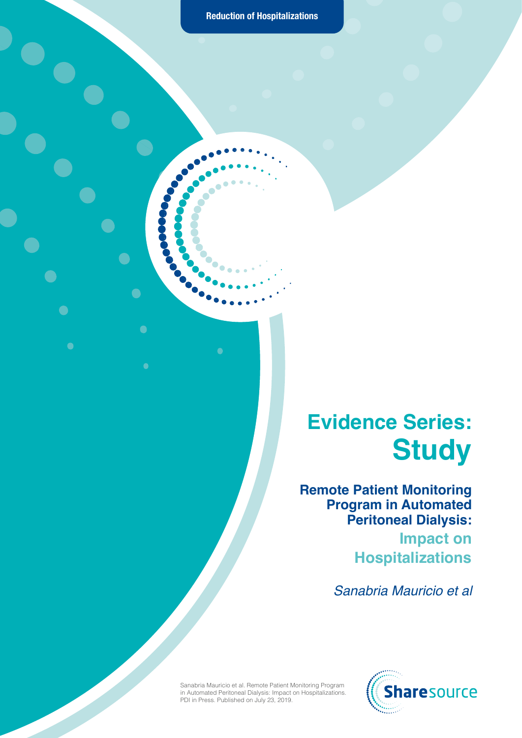Reduction of Hospitalizations

# Evidence Series: Study

## Remote Patient Monitoring Program in Automated Peritoneal Dialysis: Impact on Hospitalizations

*Sanabria Mauricio et al*

Sanabria Mauricio et al. Remote Patient Monitoring Program in Automated Peritoneal Dialysis: Impact on Hospitalizations. PDI in Press. Published on July 23, 2019.

Sharesource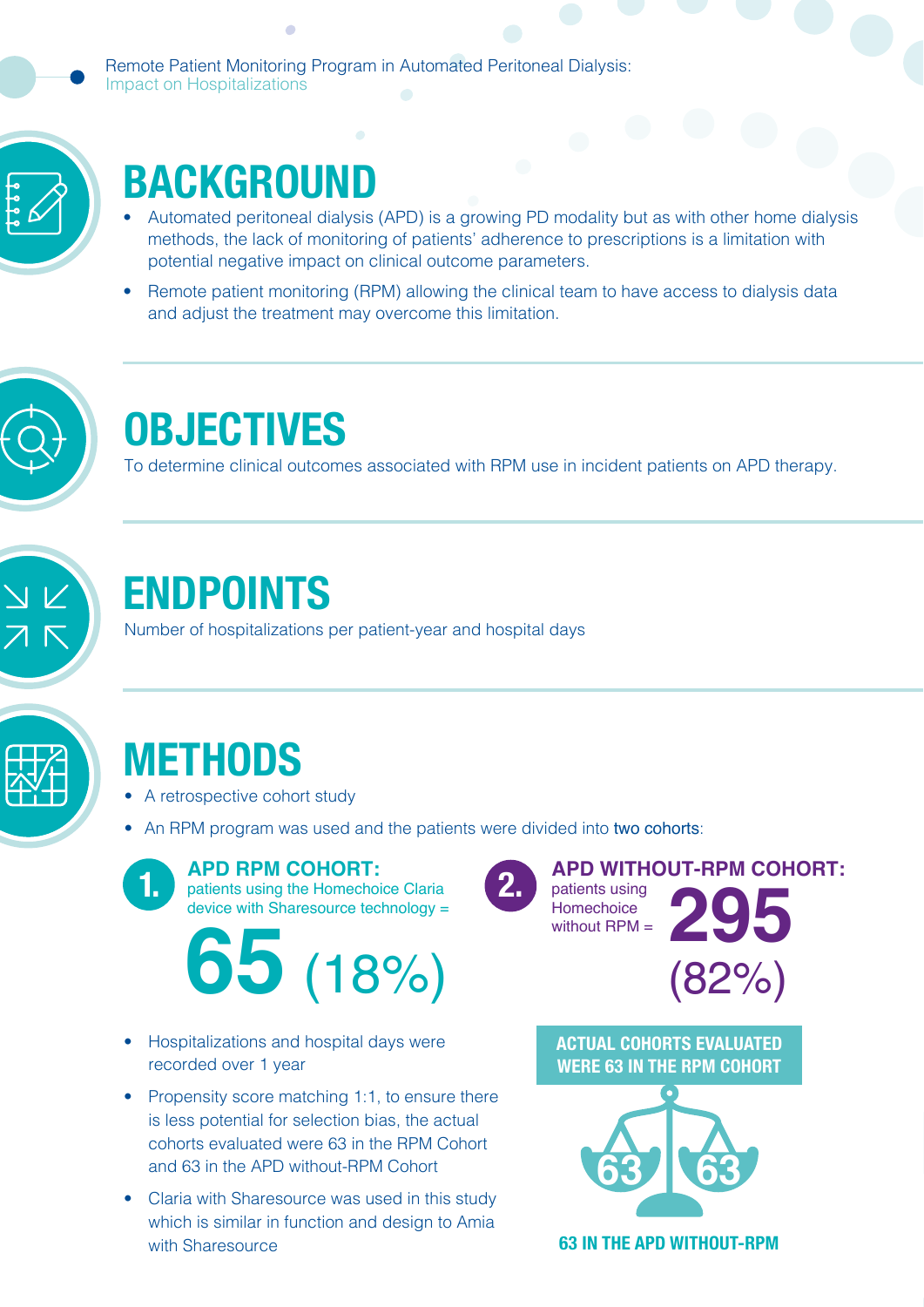Remote Patient Monitoring Program in Automated Peritoneal Dialysis: Impact on Hospitalizations

## BACKGROUND

- Automated peritoneal dialysis (APD) is a growing PD modality but as with other home dialysis methods, the lack of monitoring of patients' adherence to prescriptions is a limitation with potential negative impact on clinical outcome parameters.
- Remote patient monitoring (RPM) allowing the clinical team to have access to dialysis data and adjust the treatment may overcome this limitation.

## OBJECTIVES

To determine clinical outcomes associated with RPM use in incident patients on APD therapy.

## ENDPOINTS

Number of hospitalizations per patient-year and hospital days

## METHODS

- A retrospective cohort study
- An RPM program was used and the patients were divided into two cohorts:

**1. APD RPM COHORT:** patients using the Homechoice Claria device with Sharesource technology = **65** (18%)

**2. APD WITHOUT-RPM COHORT:** patients using Homechoice without RPM = **295** (82%)

- Hospitalizations and hospital days were recorded over 1 year
- Propensity score matching 1:1, to ensure there is less potential for selection bias, the actual cohorts evaluated were 63 in the RPM Cohort and 63 in the APD without-RPM Cohort
- Claria with Sharesource was used in this study which is similar in function and design to Amia with Sharesource

**ACTUAL COHORTS EVALUATED WERE 63 IN THE RPM COHORT**

63 | 63

**63 IN THE APD WITHOUT-RPM**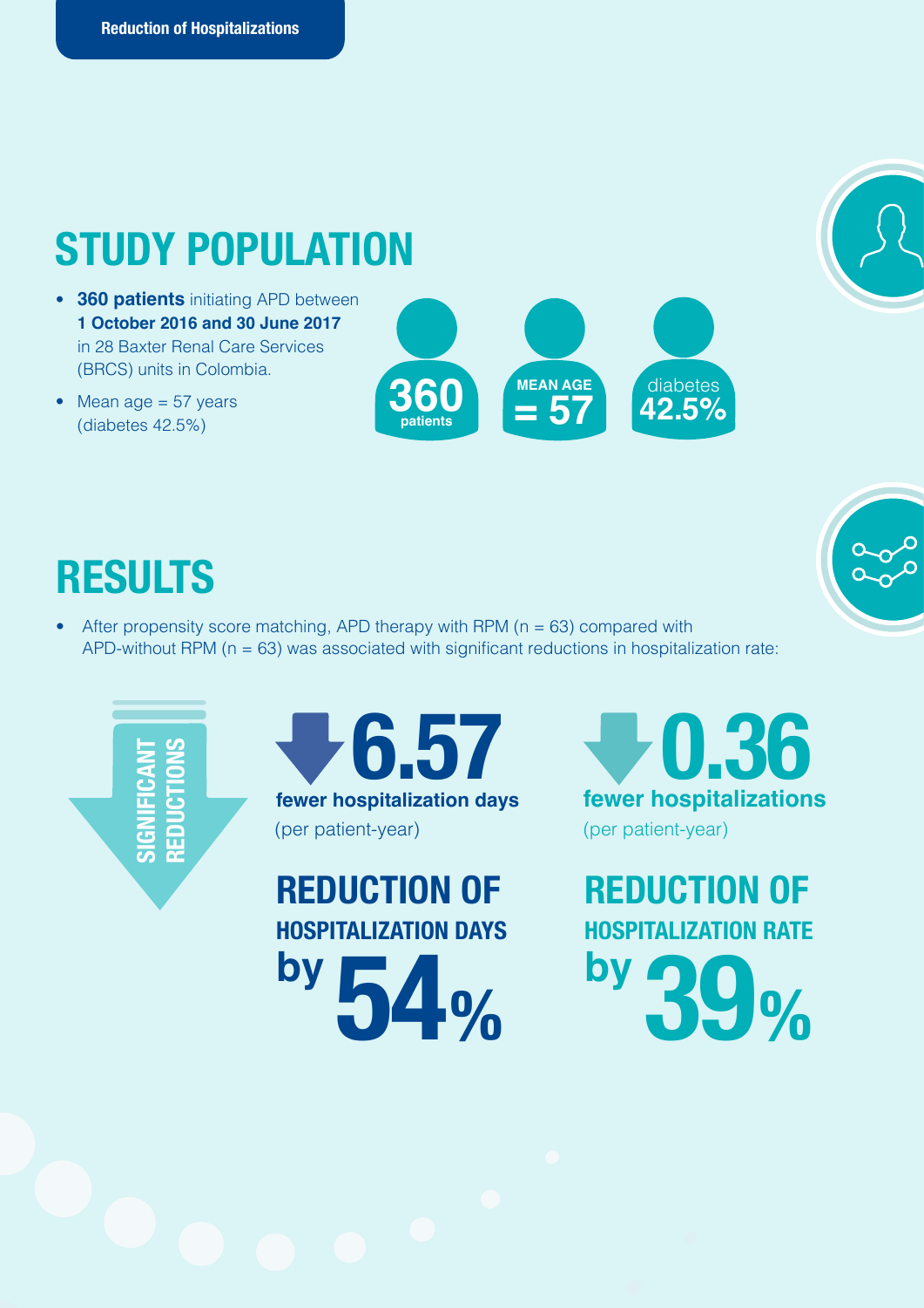**Reduction of Hospitalizations**

# STUDY POPULATION

- **360 patients** initiating APD between **1 October 2016 and 30 June 2017** in 28 Baxter Renal Care Services (BRCS) units in Colombia.
- Mean age = 57 years (diabetes 42.5%)

**360** patients

**MEAN AGE = 57**

diabetes **42.5%**

# RESULTS

- After propensity score matching, APD therapy with RPM (n = 63) compared with APD-without RPM (n = 63) was associated with significant reductions in hospitalization rate:

**SIGNIFICANT REDUCTIONS**

**6.57**
**fewer hospitalization days**
(per patient-year)

**REDUCTION OF HOSPITALIZATION DAYS by 54%**

**0.36**
**fewer hospitalizations**
(per patient-year)

**REDUCTION OF HOSPITALIZATION RATE by 39%**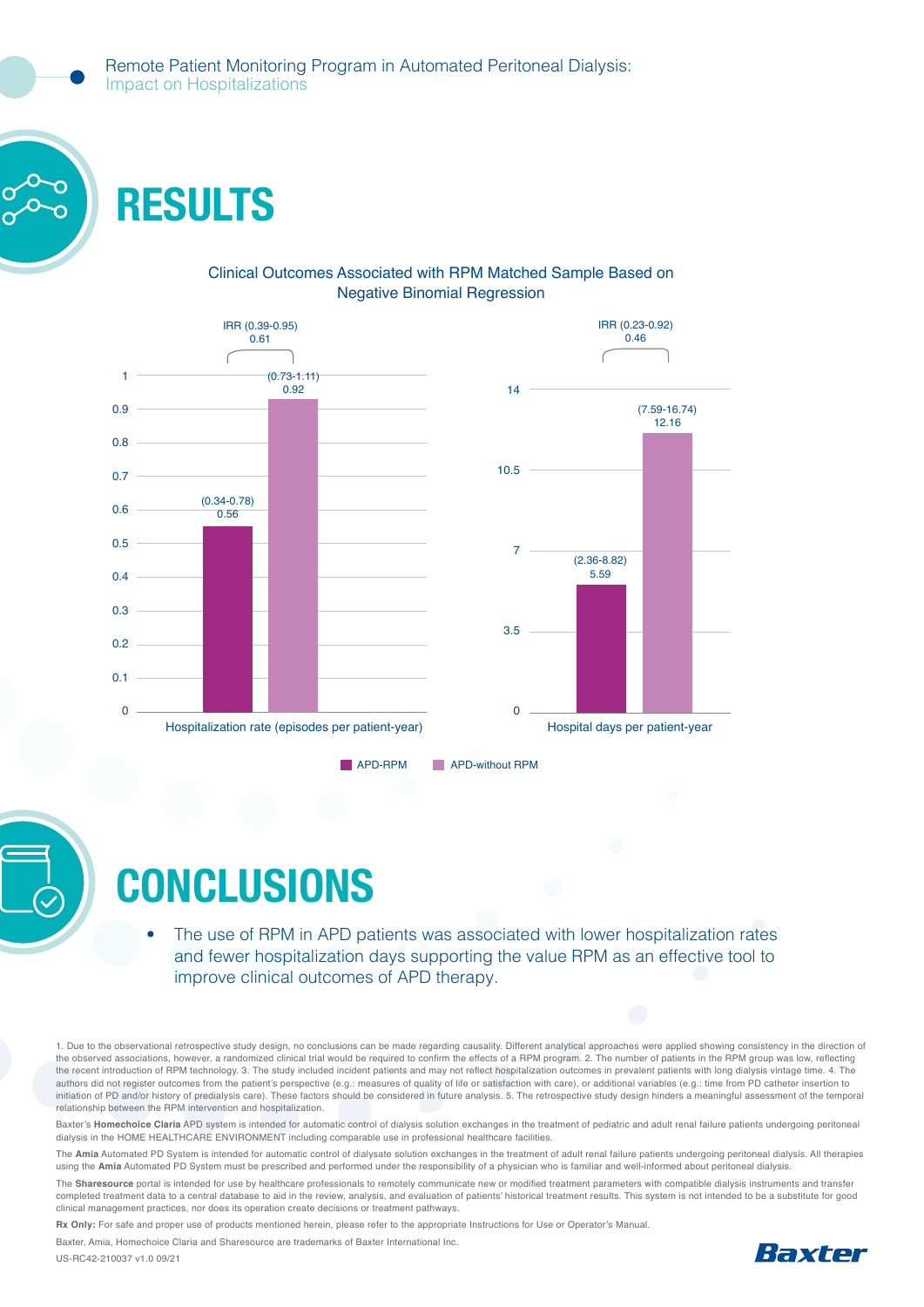Remote Patient Monitoring Program in Automated Peritoneal Dialysis: Impact on Hospitalizations

# RESULTS

Clinical Outcomes Associated with RPM Matched Sample Based on Negative Binomial Regression

IRR (0.39-0.95)
0.61

(0.73-1.11)
0.92

(0.34-0.78)
0.56

1
0.9
0.8
0.7
0.6
0.5
0.4
0.3
0.2
0.1
0

Hospitalization rate (episodes per patient-year)

IRR (0.23-0.92)
0.46

(7.59-16.74)
12.16

(2.36-8.82)
5.59

14
10.5
7
3.5
0

Hospital days per patient-year

APD-RPM
APD-without RPM

# CONCLUSIONS

- The use of RPM in APD patients was associated with lower hospitalization rates and fewer hospitalization days supporting the value RPM as an effective tool to improve clinical outcomes of APD therapy.

1. Due to the observational retrospective study design, no conclusions can be made regarding causality. Different analytical approaches were applied showing consistency in the direction of the observed associations, however, a randomized clinical trial would be required to confirm the effects of a RPM program. 2. The number of patients in the RPM group was low, reflecting the recent introduction of RPM technology. 3. The study included incident patients and may not reflect hospitalization outcomes in prevalent patients with long dialysis vintage time. 4. The authors did not register outcomes from the patient's perspective (e.g.: measures of quality of life or satisfaction with care), or additional variables (e.g.: time from PD catheter insertion to initiation of PD and/or history of predialysis care). These factors should be considered in future analysis. 5. The retrospective study design hinders a meaningful assessment of the temporal relationship between the RPM intervention and hospitalization.

Baxter's **Homechoice Claria** APD system is intended for automatic control of dialysis solution exchanges in the treatment of pediatric and adult renal failure patients undergoing peritoneal dialysis in the HOME HEALTHCARE ENVIRONMENT including comparable use in professional healthcare facilities.

The **Amia** Automated PD System is intended for automatic control of dialysate solution exchanges in the treatment of adult renal failure patients undergoing peritoneal dialysis. All therapies using the **Amia** Automated PD System must be prescribed and performed under the responsibility of a physician who is familiar and well-informed about peritoneal dialysis.

The **Sharesource** portal is intended for use by healthcare professionals to remotely communicate new or modified treatment parameters with compatible dialysis instruments and transfer completed treatment data to a central database to aid in the review, analysis, and evaluation of patients' historical treatment results. This system is not intended to be a substitute for good clinical management practices, nor does its operation create decisions or treatment pathways.

**Rx Only:** For safe and proper use of products mentioned herein, please refer to the appropriate Instructions for Use or Operator's Manual.

Baxter, Amia, Homechoice Claria and Sharesource are trademarks of Baxter International Inc.

US-RC42-210037 v1.0 09/21

Baxter